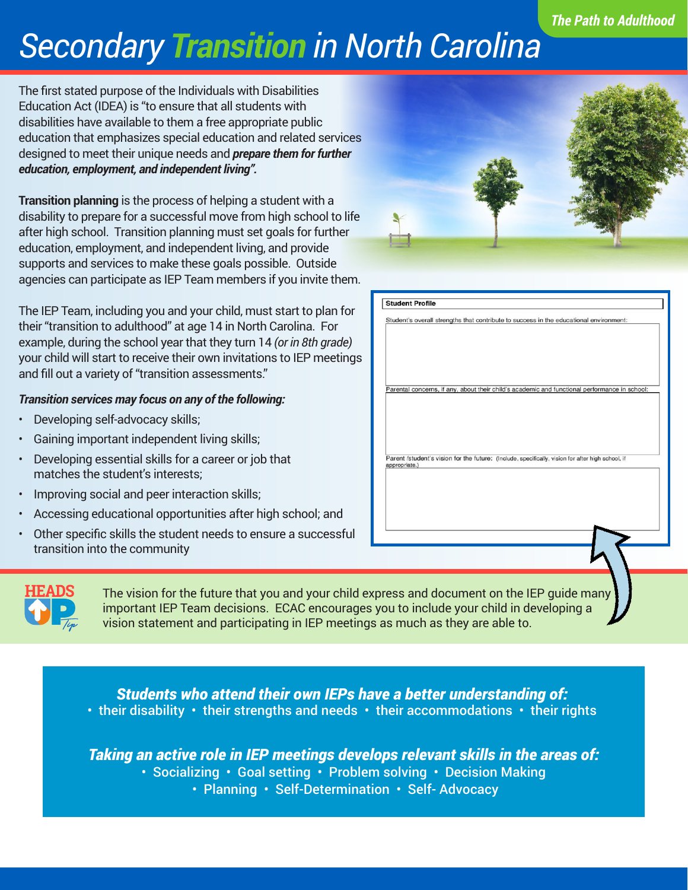The Path to Adulthood

# Secondary *Transition* in North Carolina

The first stated purpose of the Individuals with Disabilities Education Act (IDEA) is "to ensure that all students with disabilities have available to them a free appropriate public education that emphasizes special education and related services designed to meet their unique needs and ***prepare them for further education, employment, and independent living".***

**Transition planning** is the process of helping a student with a disability to prepare for a successful move from high school to life after high school. Transition planning must set goals for further education, employment, and independent living, and provide supports and services to make these goals possible. Outside agencies can participate as IEP Team members if you invite them.

The IEP Team, including you and your child, must start to plan for their "transition to adulthood" at age 14 in North Carolina. For example, during the school year that they turn 14 *(or in 8th grade)* your child will start to receive their own invitations to IEP meetings and fill out a variety of "transition assessments."

***Transition services may focus on any of the following:***

- Developing self-advocacy skills;
- Gaining important independent living skills;
- Developing essential skills for a career or job that matches the student's interests;
- Improving social and peer interaction skills;
- Accessing educational opportunities after high school; and
- Other specific skills the student needs to ensure a successful transition into the community

| **Student Profile** |
|---|
| Student's overall strengths that contribute to success in the educational environment: |
| Parental concerns, if any, about their child's academic and functional performance in school: |
| Parent /student's vision for the future: (Include, specifically, vision for after high school, if appropriate.) |

**HEADS UP Tip**

The vision for the future that you and your child express and document on the IEP guide many important IEP Team decisions. ECAC encourages you to include your child in developing a vision statement and participating in IEP meetings as much as they are able to.

***Students who attend their own IEPs have a better understanding of:***
• their disability • their strengths and needs • their accommodations • their rights

***Taking an active role in IEP meetings develops relevant skills in the areas of:***
• Socializing • Goal setting • Problem solving • Decision Making • Planning • Self-Determination • Self- Advocacy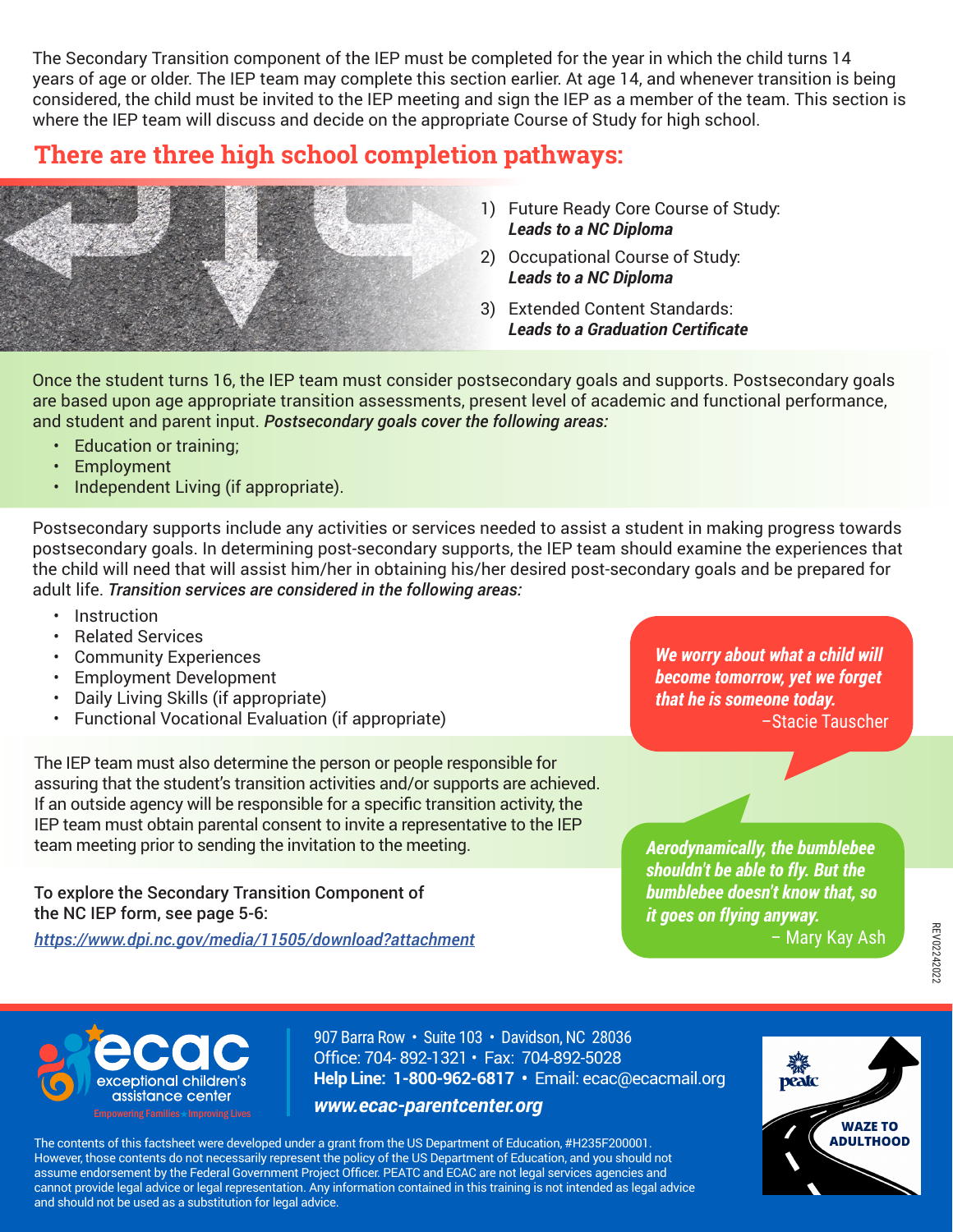The Secondary Transition component of the IEP must be completed for the year in which the child turns 14 years of age or older. The IEP team may complete this section earlier. At age 14, and whenever transition is being considered, the child must be invited to the IEP meeting and sign the IEP as a member of the team. This section is where the IEP team will discuss and decide on the appropriate Course of Study for high school.

## There are three high school completion pathways:

1) Future Ready Core Course of Study:
   ***Leads to a NC Diploma***
2) Occupational Course of Study:
   ***Leads to a NC Diploma***
3) Extended Content Standards:
   ***Leads to a Graduation Certificate***

Once the student turns 16, the IEP team must consider postsecondary goals and supports. Postsecondary goals are based upon age appropriate transition assessments, present level of academic and functional performance, and student and parent input. ***Postsecondary goals cover the following areas:***

- Education or training;
- Employment
- Independent Living (if appropriate).

Postsecondary supports include any activities or services needed to assist a student in making progress towards postsecondary goals. In determining post-secondary supports, the IEP team should examine the experiences that the child will need that will assist him/her in obtaining his/her desired post-secondary goals and be prepared for adult life. ***Transition services are considered in the following areas:***

- Instruction
- Related Services
- Community Experiences
- Employment Development
- Daily Living Skills (if appropriate)
- Functional Vocational Evaluation (if appropriate)

The IEP team must also determine the person or people responsible for assuring that the student's transition activities and/or supports are achieved. If an outside agency will be responsible for a specific transition activity, the IEP team must obtain parental consent to invite a representative to the IEP team meeting prior to sending the invitation to the meeting.

To explore the Secondary Transition Component of the NC IEP form, see page 5-6:
*https://www.dpi.nc.gov/media/11505/download?attachment*

***We worry about what a child will become tomorrow, yet we forget that he is someone today.***
–Stacie Tauscher

***Aerodynamically, the bumblebee shouldn't be able to fly. But the bumblebee doesn't know that, so it goes on flying anyway.***
– Mary Kay Ash

REV02242022

ecac exceptional children's assistance center
Empowering Families • Improving Lives

907 Barra Row • Suite 103 • Davidson, NC 28036
Office: 704- 892-1321 • Fax: 704-892-5028
**Help Line: 1-800-962-6817** • Email: ecac@ecacmail.org
***www.ecac-parentcenter.org***

peatc
WAZE TO ADULTHOOD

The contents of this factsheet were developed under a grant from the US Department of Education, #H235F200001. However, those contents do not necessarily represent the policy of the US Department of Education, and you should not assume endorsement by the Federal Government Project Officer. PEATC and ECAC are not legal services agencies and cannot provide legal advice or legal representation. Any information contained in this training is not intended as legal advice and should not be used as a substitution for legal advice.